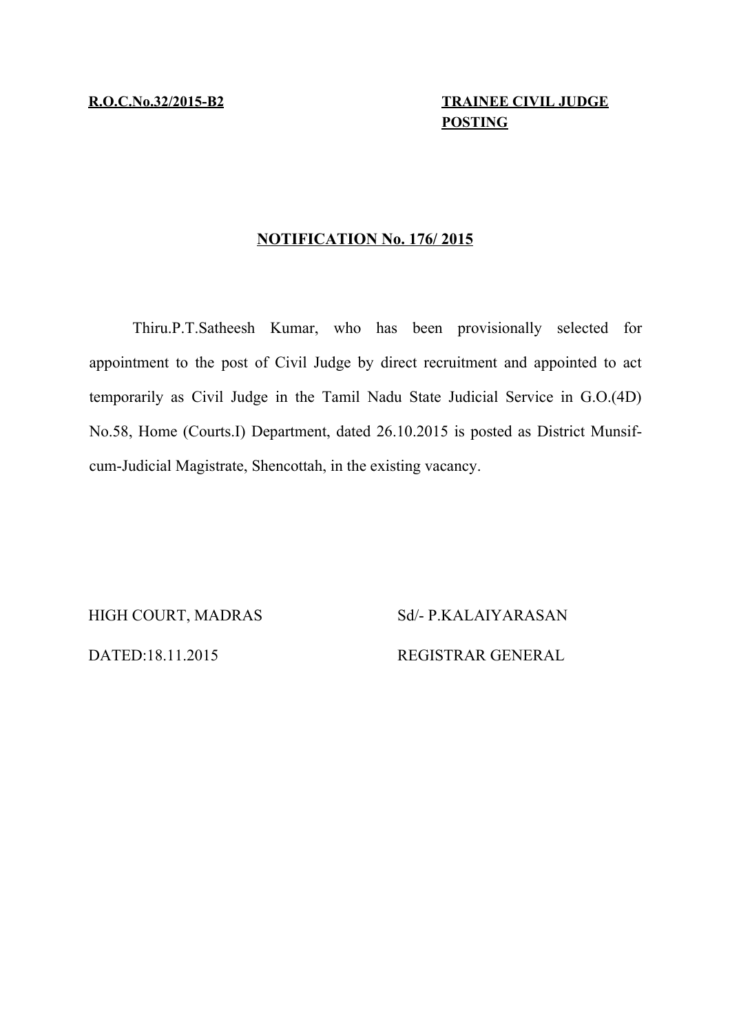**R.O.C.No.32/2015-B2**

**TRAINEE CIVIL JUDGE POSTING**

**NOTIFICATION No. 176/ 2015**

Thiru.P.T.Satheesh Kumar, who has been provisionally selected for appointment to the post of Civil Judge by direct recruitment and appointed to act temporarily as Civil Judge in the Tamil Nadu State Judicial Service in G.O.(4D) No.58, Home (Courts.I) Department, dated 26.10.2015 is posted as District Munsif-cum-Judicial Magistrate, Shencottah, in the existing vacancy.

HIGH COURT, MADRAS

DATED:18.11.2015

Sd/- P.KALAIYARASAN

REGISTRAR GENERAL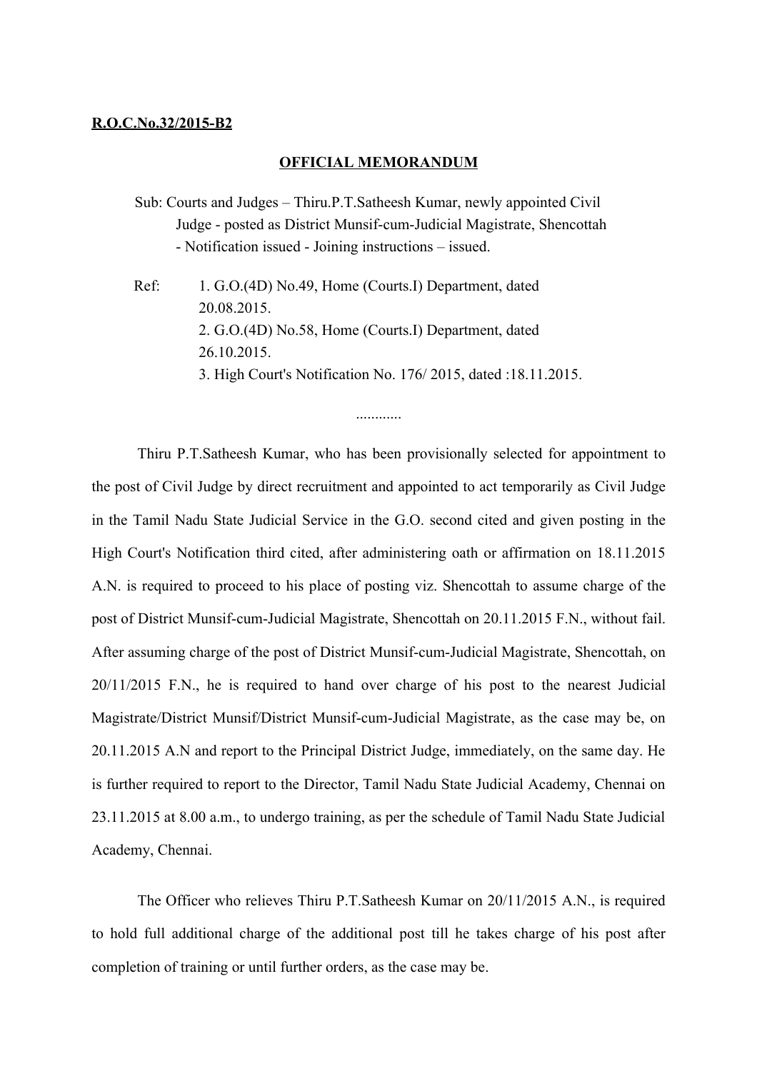**R.O.C.No.32/2015-B2**

**OFFICIAL MEMORANDUM**

Sub: Courts and Judges – Thiru.P.T.Satheesh Kumar, newly appointed Civil Judge - posted as District Munsif-cum-Judicial Magistrate, Shencottah - Notification issued - Joining instructions – issued.

Ref:
1. G.O.(4D) No.49, Home (Courts.I) Department, dated 20.08.2015.
2. G.O.(4D) No.58, Home (Courts.I) Department, dated 26.10.2015.
3. High Court's Notification No. 176/ 2015, dated :18.11.2015.

............

Thiru P.T.Satheesh Kumar, who has been provisionally selected for appointment to the post of Civil Judge by direct recruitment and appointed to act temporarily as Civil Judge in the Tamil Nadu State Judicial Service in the G.O. second cited and given posting in the High Court's Notification third cited, after administering oath or affirmation on 18.11.2015 A.N. is required to proceed to his place of posting viz. Shencottah to assume charge of the post of District Munsif-cum-Judicial Magistrate, Shencottah on 20.11.2015 F.N., without fail. After assuming charge of the post of District Munsif-cum-Judicial Magistrate, Shencottah, on 20/11/2015 F.N., he is required to hand over charge of his post to the nearest Judicial Magistrate/District Munsif/District Munsif-cum-Judicial Magistrate, as the case may be, on 20.11.2015 A.N and report to the Principal District Judge, immediately, on the same day. He is further required to report to the Director, Tamil Nadu State Judicial Academy, Chennai on 23.11.2015 at 8.00 a.m., to undergo training, as per the schedule of Tamil Nadu State Judicial Academy, Chennai.

The Officer who relieves Thiru P.T.Satheesh Kumar on 20/11/2015 A.N., is required to hold full additional charge of the additional post till he takes charge of his post after completion of training or until further orders, as the case may be.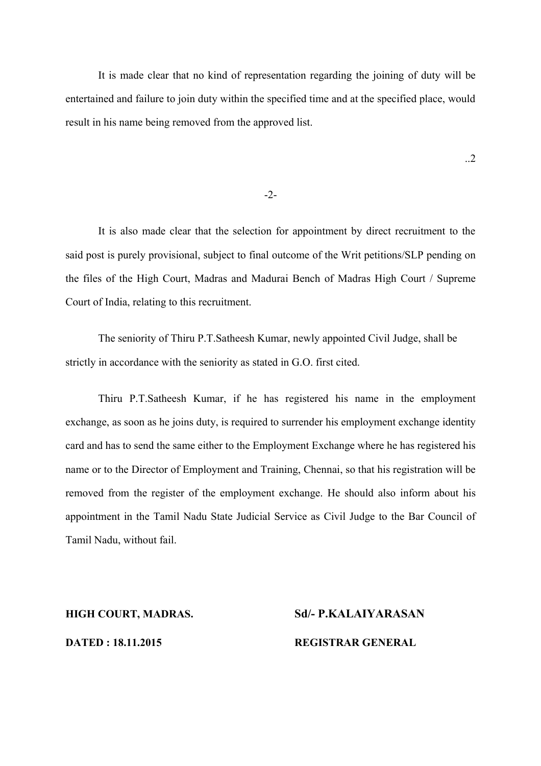It is made clear that no kind of representation regarding the joining of duty will be entertained and failure to join duty within the specified time and at the specified place, would result in his name being removed from the approved list.

It is also made clear that the selection for appointment by direct recruitment to the said post is purely provisional, subject to final outcome of the Writ petitions/SLP pending on the files of the High Court, Madras and Madurai Bench of Madras High Court / Supreme Court of India, relating to this recruitment.

The seniority of Thiru P.T.Satheesh Kumar, newly appointed Civil Judge, shall be strictly in accordance with the seniority as stated in G.O. first cited.

Thiru P.T.Satheesh Kumar, if he has registered his name in the employment exchange, as soon as he joins duty, is required to surrender his employment exchange identity card and has to send the same either to the Employment Exchange where he has registered his name or to the Director of Employment and Training, Chennai, so that his registration will be removed from the register of the employment exchange. He should also inform about his appointment in the Tamil Nadu State Judicial Service as Civil Judge to the Bar Council of Tamil Nadu, without fail.

**HIGH COURT, MADRAS.** **Sd/- P.KALAIYARASAN**

**DATED : 18.11.2015** **REGISTRAR GENERAL**